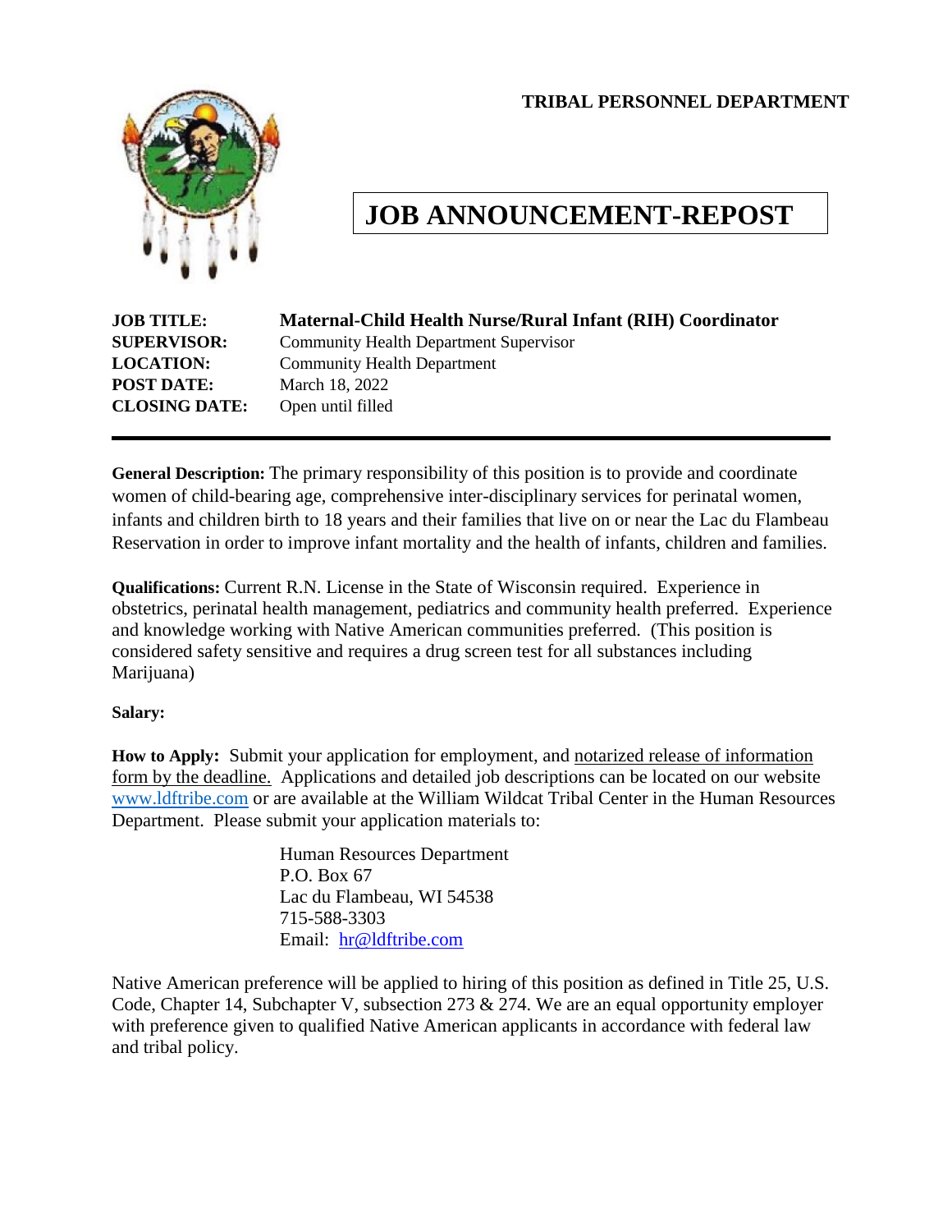**TRIBAL PERSONNEL DEPARTMENT**

# JOB ANNOUNCEMENT-REPOST

**JOB TITLE:** **Maternal-Child Health Nurse/Rural Infant (RIH) Coordinator**
**SUPERVISOR:** Community Health Department Supervisor
**LOCATION:** Community Health Department
**POST DATE:** March 18, 2022
**CLOSING DATE:** Open until filled

---

**General Description:** The primary responsibility of this position is to provide and coordinate women of child-bearing age, comprehensive inter-disciplinary services for perinatal women, infants and children birth to 18 years and their families that live on or near the Lac du Flambeau Reservation in order to improve infant mortality and the health of infants, children and families.

**Qualifications:** Current R.N. License in the State of Wisconsin required. Experience in obstetrics, perinatal health management, pediatrics and community health preferred. Experience and knowledge working with Native American communities preferred. (This position is considered safety sensitive and requires a drug screen test for all substances including Marijuana)

**Salary:**

**How to Apply:** Submit your application for employment, and notarized release of information form by the deadline. Applications and detailed job descriptions can be located on our website www.ldftribe.com or are available at the William Wildcat Tribal Center in the Human Resources Department. Please submit your application materials to:

Human Resources Department
P.O. Box 67
Lac du Flambeau, WI 54538
715-588-3303
Email: hr@ldftribe.com

Native American preference will be applied to hiring of this position as defined in Title 25, U.S. Code, Chapter 14, Subchapter V, subsection 273 & 274. We are an equal opportunity employer with preference given to qualified Native American applicants in accordance with federal law and tribal policy.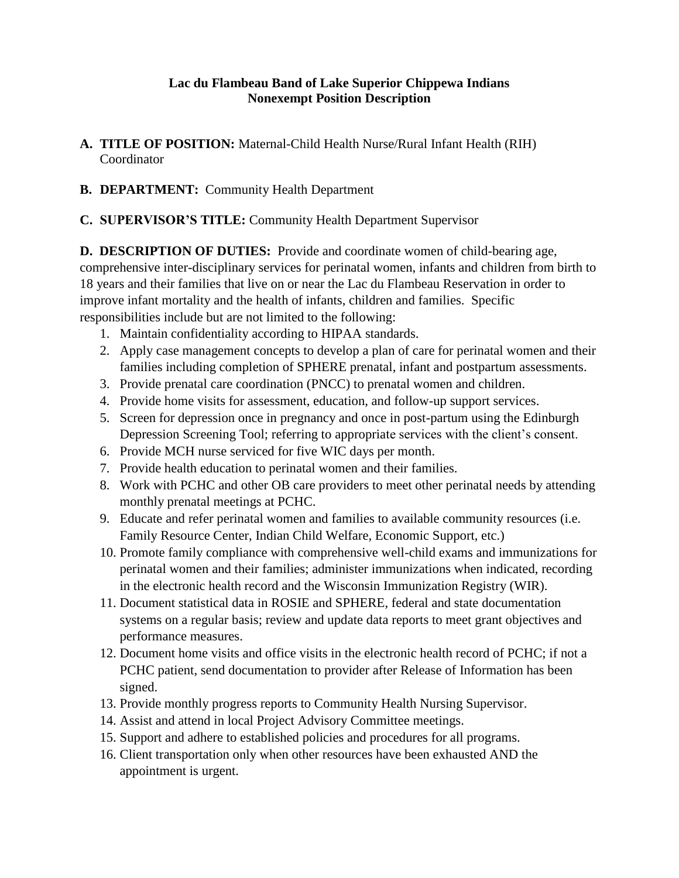**Lac du Flambeau Band of Lake Superior Chippewa Indians**
**Nonexempt Position Description**

**A. TITLE OF POSITION:** Maternal-Child Health Nurse/Rural Infant Health (RIH) Coordinator

**B. DEPARTMENT:** Community Health Department

**C. SUPERVISOR'S TITLE:** Community Health Department Supervisor

**D. DESCRIPTION OF DUTIES:** Provide and coordinate women of child-bearing age, comprehensive inter-disciplinary services for perinatal women, infants and children from birth to 18 years and their families that live on or near the Lac du Flambeau Reservation in order to improve infant mortality and the health of infants, children and families. Specific responsibilities include but are not limited to the following:

1. Maintain confidentiality according to HIPAA standards.
2. Apply case management concepts to develop a plan of care for perinatal women and their families including completion of SPHERE prenatal, infant and postpartum assessments.
3. Provide prenatal care coordination (PNCC) to prenatal women and children.
4. Provide home visits for assessment, education, and follow-up support services.
5. Screen for depression once in pregnancy and once in post-partum using the Edinburgh Depression Screening Tool; referring to appropriate services with the client's consent.
6. Provide MCH nurse serviced for five WIC days per month.
7. Provide health education to perinatal women and their families.
8. Work with PCHC and other OB care providers to meet other perinatal needs by attending monthly prenatal meetings at PCHC.
9. Educate and refer perinatal women and families to available community resources (i.e. Family Resource Center, Indian Child Welfare, Economic Support, etc.)
10. Promote family compliance with comprehensive well-child exams and immunizations for perinatal women and their families; administer immunizations when indicated, recording in the electronic health record and the Wisconsin Immunization Registry (WIR).
11. Document statistical data in ROSIE and SPHERE, federal and state documentation systems on a regular basis; review and update data reports to meet grant objectives and performance measures.
12. Document home visits and office visits in the electronic health record of PCHC; if not a PCHC patient, send documentation to provider after Release of Information has been signed.
13. Provide monthly progress reports to Community Health Nursing Supervisor.
14. Assist and attend in local Project Advisory Committee meetings.
15. Support and adhere to established policies and procedures for all programs.
16. Client transportation only when other resources have been exhausted AND the appointment is urgent.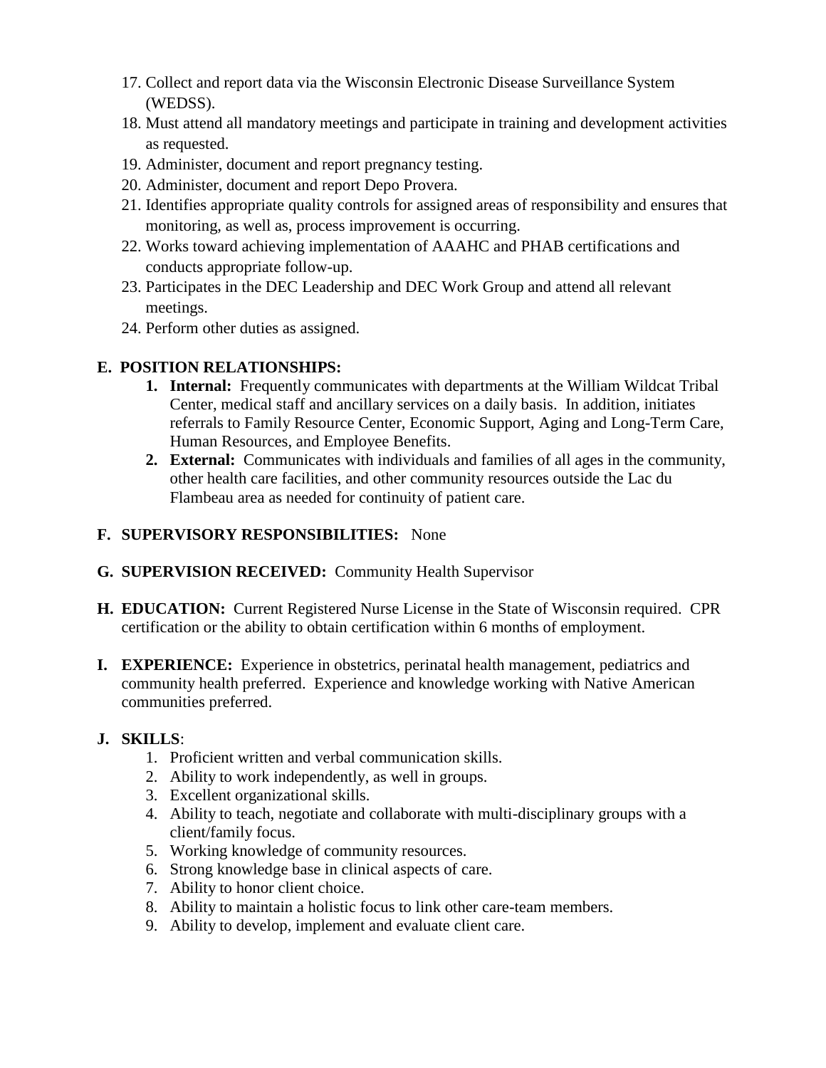17. Collect and report data via the Wisconsin Electronic Disease Surveillance System (WEDSS).
18. Must attend all mandatory meetings and participate in training and development activities as requested.
19. Administer, document and report pregnancy testing.
20. Administer, document and report Depo Provera.
21. Identifies appropriate quality controls for assigned areas of responsibility and ensures that monitoring, as well as, process improvement is occurring.
22. Works toward achieving implementation of AAAHC and PHAB certifications and conducts appropriate follow-up.
23. Participates in the DEC Leadership and DEC Work Group and attend all relevant meetings.
24. Perform other duties as assigned.

**E. POSITION RELATIONSHIPS:**

1. **Internal:** Frequently communicates with departments at the William Wildcat Tribal Center, medical staff and ancillary services on a daily basis. In addition, initiates referrals to Family Resource Center, Economic Support, Aging and Long-Term Care, Human Resources, and Employee Benefits.
2. **External:** Communicates with individuals and families of all ages in the community, other health care facilities, and other community resources outside the Lac du Flambeau area as needed for continuity of patient care.

**F. SUPERVISORY RESPONSIBILITIES:** None

**G. SUPERVISION RECEIVED:** Community Health Supervisor

**H. EDUCATION:** Current Registered Nurse License in the State of Wisconsin required. CPR certification or the ability to obtain certification within 6 months of employment.

**I. EXPERIENCE:** Experience in obstetrics, perinatal health management, pediatrics and community health preferred. Experience and knowledge working with Native American communities preferred.

**J. SKILLS**:

1. Proficient written and verbal communication skills.
2. Ability to work independently, as well in groups.
3. Excellent organizational skills.
4. Ability to teach, negotiate and collaborate with multi-disciplinary groups with a client/family focus.
5. Working knowledge of community resources.
6. Strong knowledge base in clinical aspects of care.
7. Ability to honor client choice.
8. Ability to maintain a holistic focus to link other care-team members.
9. Ability to develop, implement and evaluate client care.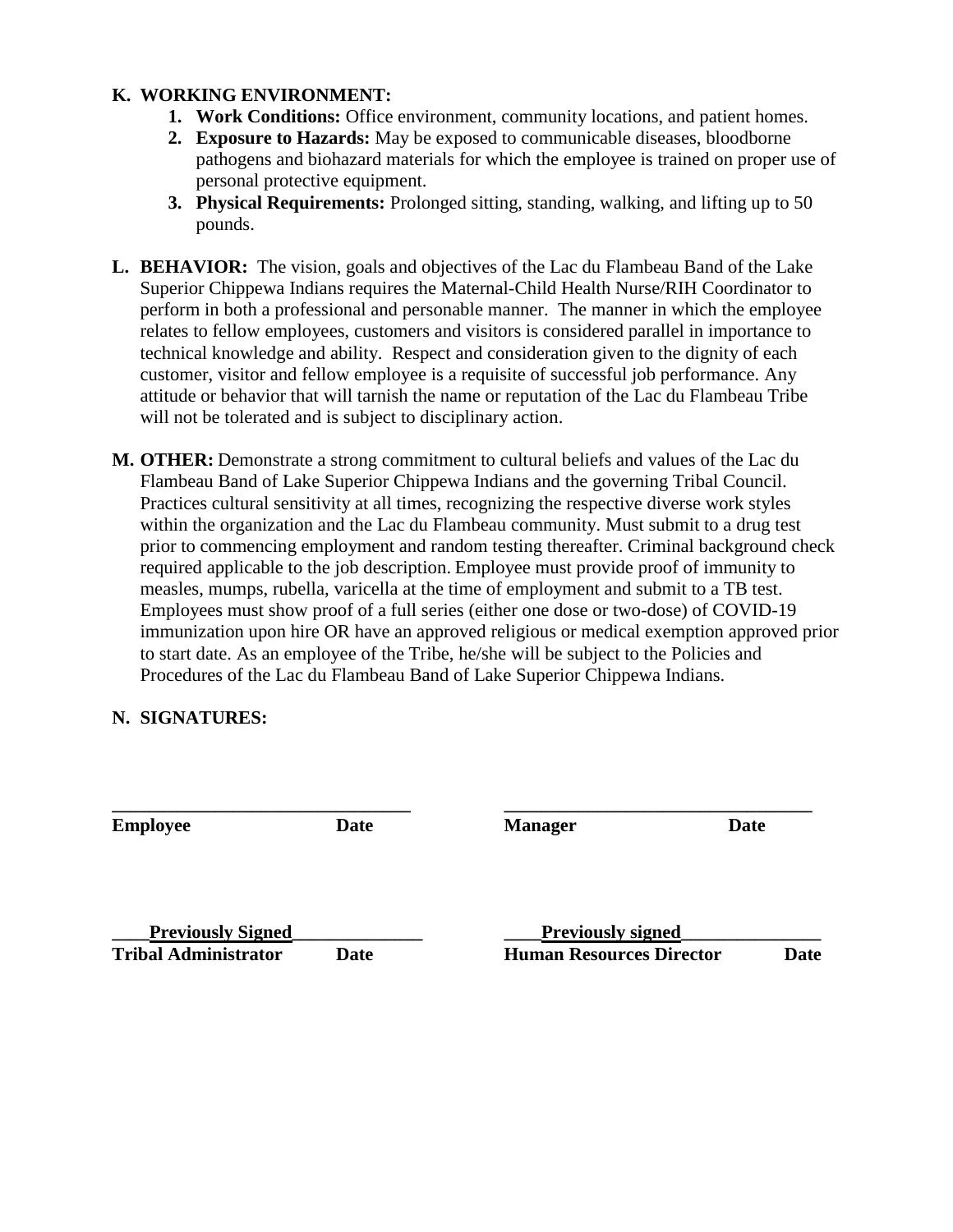**K. WORKING ENVIRONMENT:**

1. **Work Conditions:** Office environment, community locations, and patient homes.
2. **Exposure to Hazards:** May be exposed to communicable diseases, bloodborne pathogens and biohazard materials for which the employee is trained on proper use of personal protective equipment.
3. **Physical Requirements:** Prolonged sitting, standing, walking, and lifting up to 50 pounds.

**L. BEHAVIOR:** The vision, goals and objectives of the Lac du Flambeau Band of the Lake Superior Chippewa Indians requires the Maternal-Child Health Nurse/RIH Coordinator to perform in both a professional and personable manner. The manner in which the employee relates to fellow employees, customers and visitors is considered parallel in importance to technical knowledge and ability. Respect and consideration given to the dignity of each customer, visitor and fellow employee is a requisite of successful job performance. Any attitude or behavior that will tarnish the name or reputation of the Lac du Flambeau Tribe will not be tolerated and is subject to disciplinary action.

**M. OTHER:** Demonstrate a strong commitment to cultural beliefs and values of the Lac du Flambeau Band of Lake Superior Chippewa Indians and the governing Tribal Council. Practices cultural sensitivity at all times, recognizing the respective diverse work styles within the organization and the Lac du Flambeau community. Must submit to a drug test prior to commencing employment and random testing thereafter. Criminal background check required applicable to the job description. Employee must provide proof of immunity to measles, mumps, rubella, varicella at the time of employment and submit to a TB test. Employees must show proof of a full series (either one dose or two-dose) of COVID-19 immunization upon hire OR have an approved religious or medical exemption approved prior to start date. As an employee of the Tribe, he/she will be subject to the Policies and Procedures of the Lac du Flambeau Band of Lake Superior Chippewa Indians.

**N. SIGNATURES:**

\_\_\_\_\_\_\_\_\_\_\_\_\_\_\_\_\_\_\_\_\_\_\_\_\_\_\_\_\_\_\_\_
**Employee Date**

\_\_\_\_\_\_\_\_\_\_\_\_\_\_\_\_\_\_\_\_\_\_\_\_\_\_\_\_\_\_\_\_
**Manager Date**

\_\_\_\_**Previously Signed**\_\_\_\_\_\_\_\_\_\_\_\_\_\_
**Tribal Administrator Date**

\_\_\_\_**Previously signed**\_\_\_\_\_\_\_\_\_\_\_\_\_\_\_
**Human Resources Director Date**